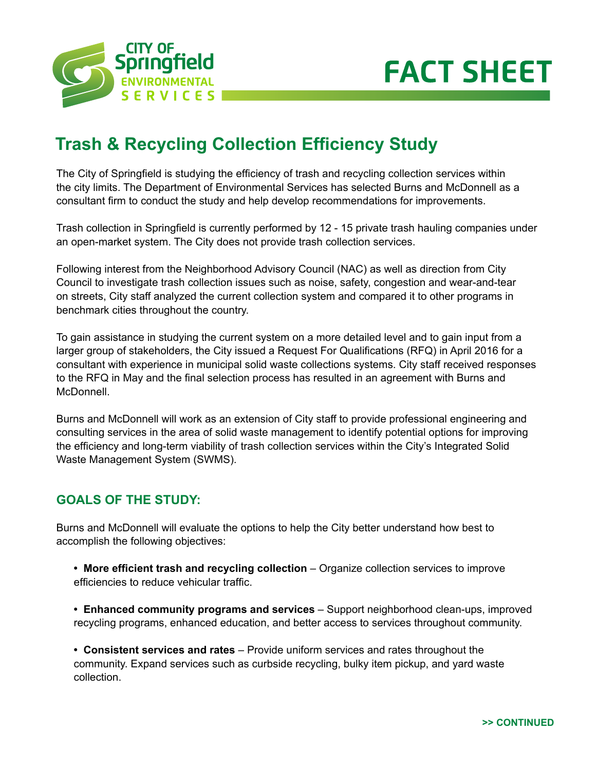CITY OF Springfield ENVIRONMENTAL SERVICES

# FACT SHEET

## Trash & Recycling Collection Efficiency Study

The City of Springfield is studying the efficiency of trash and recycling collection services within the city limits. The Department of Environmental Services has selected Burns and McDonnell as a consultant firm to conduct the study and help develop recommendations for improvements.

Trash collection in Springfield is currently performed by 12 - 15 private trash hauling companies under an open-market system. The City does not provide trash collection services.

Following interest from the Neighborhood Advisory Council (NAC) as well as direction from City Council to investigate trash collection issues such as noise, safety, congestion and wear-and-tear on streets, City staff analyzed the current collection system and compared it to other programs in benchmark cities throughout the country.

To gain assistance in studying the current system on a more detailed level and to gain input from a larger group of stakeholders, the City issued a Request For Qualifications (RFQ) in April 2016 for a consultant with experience in municipal solid waste collections systems. City staff received responses to the RFQ in May and the final selection process has resulted in an agreement with Burns and McDonnell.

Burns and McDonnell will work as an extension of City staff to provide professional engineering and consulting services in the area of solid waste management to identify potential options for improving the efficiency and long-term viability of trash collection services within the City's Integrated Solid Waste Management System (SWMS).

### GOALS OF THE STUDY:

Burns and McDonnell will evaluate the options to help the City better understand how best to accomplish the following objectives:

- **More efficient trash and recycling collection** – Organize collection services to improve efficiencies to reduce vehicular traffic.
- **Enhanced community programs and services** – Support neighborhood clean-ups, improved recycling programs, enhanced education, and better access to services throughout community.
- **Consistent services and rates** – Provide uniform services and rates throughout the community. Expand services such as curbside recycling, bulky item pickup, and yard waste collection.

>> CONTINUED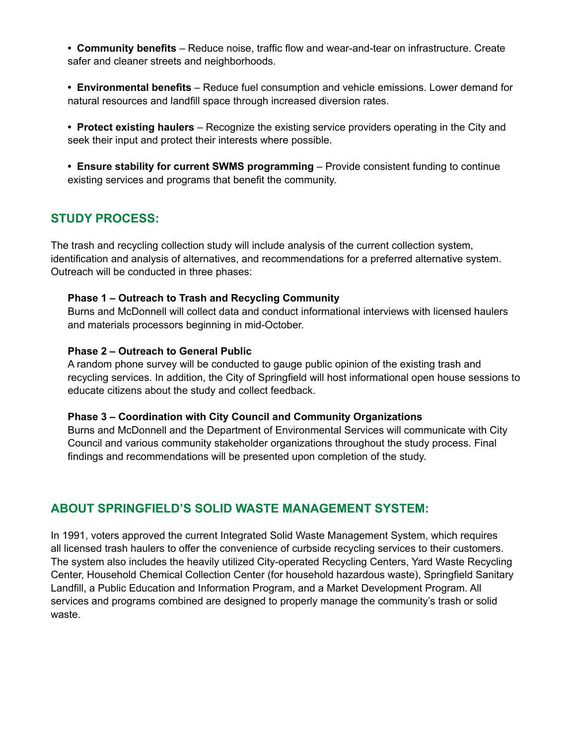- **Community benefits** – Reduce noise, traffic flow and wear-and-tear on infrastructure. Create safer and cleaner streets and neighborhoods.

- **Environmental benefits** – Reduce fuel consumption and vehicle emissions. Lower demand for natural resources and landfill space through increased diversion rates.

- **Protect existing haulers** – Recognize the existing service providers operating in the City and seek their input and protect their interests where possible.

- **Ensure stability for current SWMS programming** – Provide consistent funding to continue existing services and programs that benefit the community.

## STUDY PROCESS:

The trash and recycling collection study will include analysis of the current collection system, identification and analysis of alternatives, and recommendations for a preferred alternative system. Outreach will be conducted in three phases:

**Phase 1 – Outreach to Trash and Recycling Community**
Burns and McDonnell will collect data and conduct informational interviews with licensed haulers and materials processors beginning in mid-October.

**Phase 2 – Outreach to General Public**
A random phone survey will be conducted to gauge public opinion of the existing trash and recycling services. In addition, the City of Springfield will host informational open house sessions to educate citizens about the study and collect feedback.

**Phase 3 – Coordination with City Council and Community Organizations**
Burns and McDonnell and the Department of Environmental Services will communicate with City Council and various community stakeholder organizations throughout the study process. Final findings and recommendations will be presented upon completion of the study.

## ABOUT SPRINGFIELD'S SOLID WASTE MANAGEMENT SYSTEM:

In 1991, voters approved the current Integrated Solid Waste Management System, which requires all licensed trash haulers to offer the convenience of curbside recycling services to their customers. The system also includes the heavily utilized City-operated Recycling Centers, Yard Waste Recycling Center, Household Chemical Collection Center (for household hazardous waste), Springfield Sanitary Landfill, a Public Education and Information Program, and a Market Development Program. All services and programs combined are designed to properly manage the community's trash or solid waste.